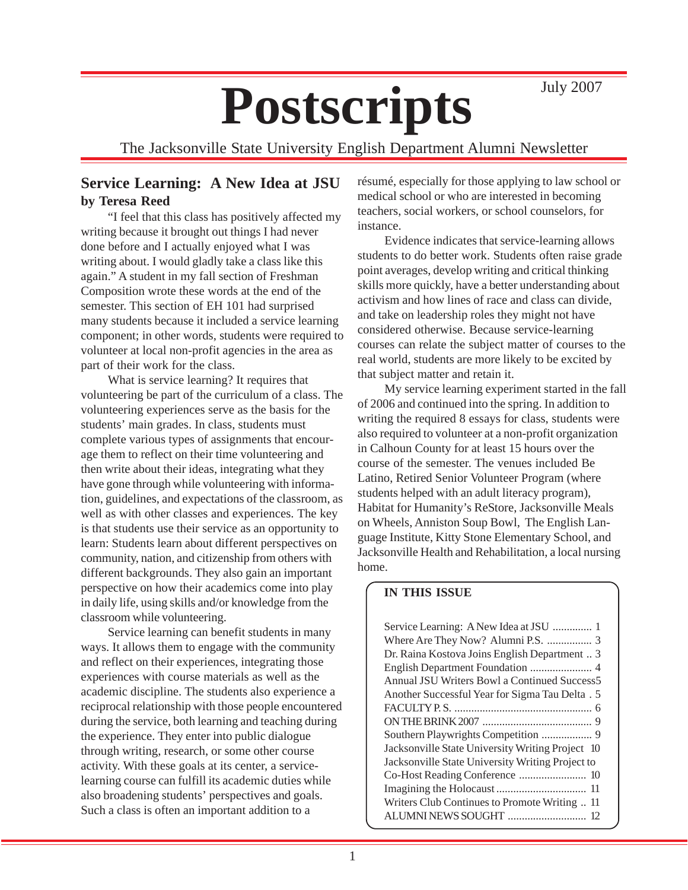# Postscripts

July 2007

The Jacksonville State University English Department Alumni Newsletter

## Service Learning: A New Idea at JSU

**by Teresa Reed**

"I feel that this class has positively affected my writing because it brought out things I had never done before and I actually enjoyed what I was writing about. I would gladly take a class like this again." A student in my fall section of Freshman Composition wrote these words at the end of the semester. This section of EH 101 had surprised many students because it included a service learning component; in other words, students were required to volunteer at local non-profit agencies in the area as part of their work for the class.

What is service learning? It requires that volunteering be part of the curriculum of a class. The volunteering experiences serve as the basis for the students' main grades. In class, students must complete various types of assignments that encourage them to reflect on their time volunteering and then write about their ideas, integrating what they have gone through while volunteering with information, guidelines, and expectations of the classroom, as well as with other classes and experiences. The key is that students use their service as an opportunity to learn: Students learn about different perspectives on community, nation, and citizenship from others with different backgrounds. They also gain an important perspective on how their academics come into play in daily life, using skills and/or knowledge from the classroom while volunteering.

Service learning can benefit students in many ways. It allows them to engage with the community and reflect on their experiences, integrating those experiences with course materials as well as the academic discipline. The students also experience a reciprocal relationship with those people encountered during the service, both learning and teaching during the experience. They enter into public dialogue through writing, research, or some other course activity. With these goals at its center, a service-learning course can fulfill its academic duties while also broadening students' perspectives and goals. Such a class is often an important addition to a résumé, especially for those applying to law school or medical school or who are interested in becoming teachers, social workers, or school counselors, for instance.

Evidence indicates that service-learning allows students to do better work. Students often raise grade point averages, develop writing and critical thinking skills more quickly, have a better understanding about activism and how lines of race and class can divide, and take on leadership roles they might not have considered otherwise. Because service-learning courses can relate the subject matter of courses to the real world, students are more likely to be excited by that subject matter and retain it.

My service learning experiment started in the fall of 2006 and continued into the spring. In addition to writing the required 8 essays for class, students were also required to volunteer at a non-profit organization in Calhoun County for at least 15 hours over the course of the semester. The venues included Be Latino, Retired Senior Volunteer Program (where students helped with an adult literacy program), Habitat for Humanity's ReStore, Jacksonville Meals on Wheels, Anniston Soup Bowl, The English Language Institute, Kitty Stone Elementary School, and Jacksonville Health and Rehabilitation, a local nursing home.

**IN THIS ISSUE**

| | |
|---|---|
| Service Learning: A New Idea at JSU | 1 |
| Where Are They Now? Alumni P.S. | 3 |
| Dr. Raina Kostova Joins English Department | 3 |
| English Department Foundation | 4 |
| Annual JSU Writers Bowl a Continued Success | 5 |
| Another Successful Year for Sigma Tau Delta | 5 |
| FACULTY P. S. | 6 |
| ON THE BRINK 2007 | 9 |
| Southern Playwrights Competition | 9 |
| Jacksonville State University Writing Project | 10 |
| Jacksonville State University Writing Project to Co-Host Reading Conference | 10 |
| Imagining the Holocaust | 11 |
| Writers Club Continues to Promote Writing | 11 |
| ALUMNI NEWS SOUGHT | 12 |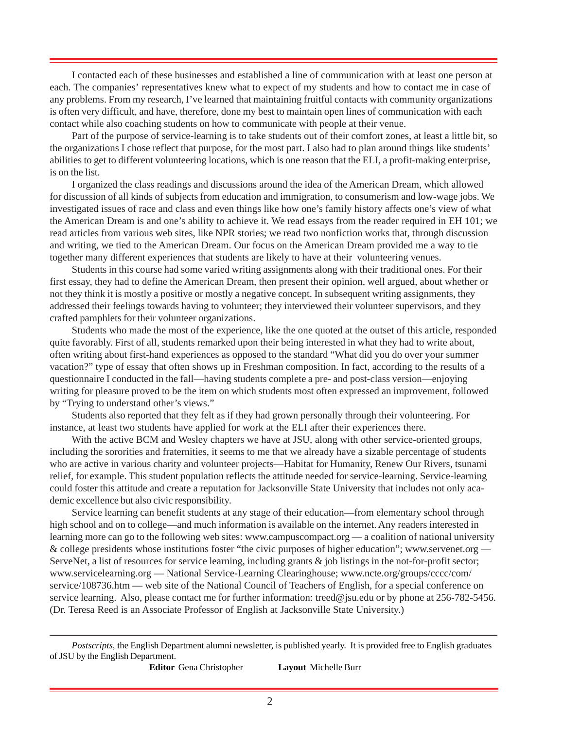I contacted each of these businesses and established a line of communication with at least one person at each. The companies' representatives knew what to expect of my students and how to contact me in case of any problems. From my research, I've learned that maintaining fruitful contacts with community organizations is often very difficult, and have, therefore, done my best to maintain open lines of communication with each contact while also coaching students on how to communicate with people at their venue.

Part of the purpose of service-learning is to take students out of their comfort zones, at least a little bit, so the organizations I chose reflect that purpose, for the most part. I also had to plan around things like students' abilities to get to different volunteering locations, which is one reason that the ELI, a profit-making enterprise, is on the list.

I organized the class readings and discussions around the idea of the American Dream, which allowed for discussion of all kinds of subjects from education and immigration, to consumerism and low-wage jobs. We investigated issues of race and class and even things like how one's family history affects one's view of what the American Dream is and one's ability to achieve it. We read essays from the reader required in EH 101; we read articles from various web sites, like NPR stories; we read two nonfiction works that, through discussion and writing, we tied to the American Dream. Our focus on the American Dream provided me a way to tie together many different experiences that students are likely to have at their volunteering venues.

Students in this course had some varied writing assignments along with their traditional ones. For their first essay, they had to define the American Dream, then present their opinion, well argued, about whether or not they think it is mostly a positive or mostly a negative concept. In subsequent writing assignments, they addressed their feelings towards having to volunteer; they interviewed their volunteer supervisors, and they crafted pamphlets for their volunteer organizations.

Students who made the most of the experience, like the one quoted at the outset of this article, responded quite favorably. First of all, students remarked upon their being interested in what they had to write about, often writing about first-hand experiences as opposed to the standard "What did you do over your summer vacation?" type of essay that often shows up in Freshman composition. In fact, according to the results of a questionnaire I conducted in the fall—having students complete a pre- and post-class version—enjoying writing for pleasure proved to be the item on which students most often expressed an improvement, followed by "Trying to understand other's views."

Students also reported that they felt as if they had grown personally through their volunteering. For instance, at least two students have applied for work at the ELI after their experiences there.

With the active BCM and Wesley chapters we have at JSU, along with other service-oriented groups, including the sororities and fraternities, it seems to me that we already have a sizable percentage of students who are active in various charity and volunteer projects—Habitat for Humanity, Renew Our Rivers, tsunami relief, for example. This student population reflects the attitude needed for service-learning. Service-learning could foster this attitude and create a reputation for Jacksonville State University that includes not only academic excellence but also civic responsibility.

Service learning can benefit students at any stage of their education—from elementary school through high school and on to college—and much information is available on the internet. Any readers interested in learning more can go to the following web sites: www.campuscompact.org — a coalition of national university & college presidents whose institutions foster "the civic purposes of higher education"; www.servenet.org — ServeNet, a list of resources for service learning, including grants & job listings in the not-for-profit sector; www.servicelearning.org — National Service-Learning Clearinghouse; www.ncte.org/groups/cccc/com/service/108736.htm — web site of the National Council of Teachers of English, for a special conference on service learning. Also, please contact me for further information: treed@jsu.edu or by phone at 256-782-5456. (Dr. Teresa Reed is an Associate Professor of English at Jacksonville State University.)

---

*Postscripts,* the English Department alumni newsletter, is published yearly. It is provided free to English graduates of JSU by the English Department.

**Editor** Gena Christopher **Layout** Michelle Burr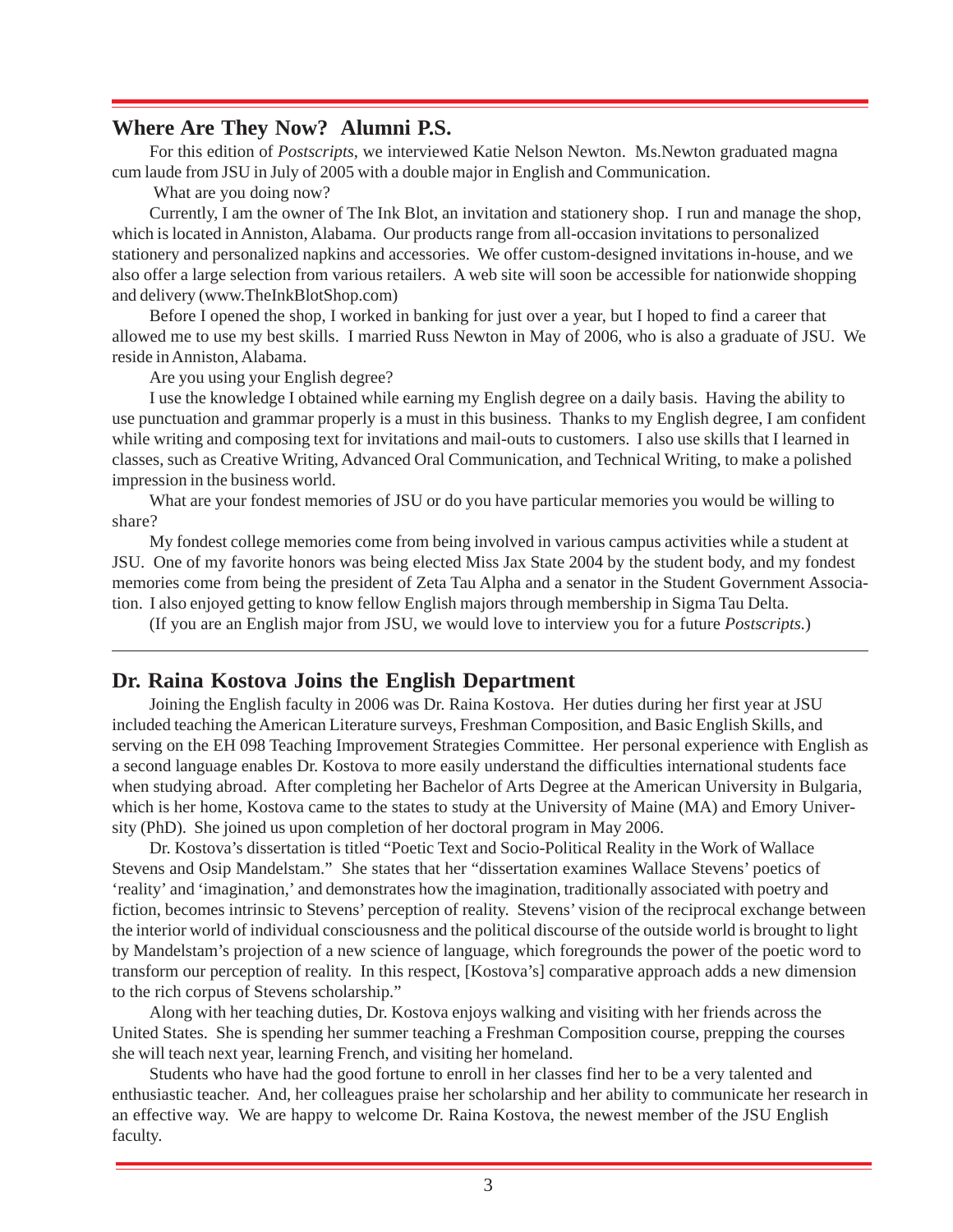## Where Are They Now? Alumni P.S.

For this edition of *Postscripts*, we interviewed Katie Nelson Newton. Ms.Newton graduated magna cum laude from JSU in July of 2005 with a double major in English and Communication.

What are you doing now?

Currently, I am the owner of The Ink Blot, an invitation and stationery shop. I run and manage the shop, which is located in Anniston, Alabama. Our products range from all-occasion invitations to personalized stationery and personalized napkins and accessories. We offer custom-designed invitations in-house, and we also offer a large selection from various retailers. A web site will soon be accessible for nationwide shopping and delivery (www.TheInkBlotShop.com)

Before I opened the shop, I worked in banking for just over a year, but I hoped to find a career that allowed me to use my best skills. I married Russ Newton in May of 2006, who is also a graduate of JSU. We reside in Anniston, Alabama.

Are you using your English degree?

I use the knowledge I obtained while earning my English degree on a daily basis. Having the ability to use punctuation and grammar properly is a must in this business. Thanks to my English degree, I am confident while writing and composing text for invitations and mail-outs to customers. I also use skills that I learned in classes, such as Creative Writing, Advanced Oral Communication, and Technical Writing, to make a polished impression in the business world.

What are your fondest memories of JSU or do you have particular memories you would be willing to share?

My fondest college memories come from being involved in various campus activities while a student at JSU. One of my favorite honors was being elected Miss Jax State 2004 by the student body, and my fondest memories come from being the president of Zeta Tau Alpha and a senator in the Student Government Association. I also enjoyed getting to know fellow English majors through membership in Sigma Tau Delta.

(If you are an English major from JSU, we would love to interview you for a future *Postscripts*.)

## Dr. Raina Kostova Joins the English Department

Joining the English faculty in 2006 was Dr. Raina Kostova. Her duties during her first year at JSU included teaching the American Literature surveys, Freshman Composition, and Basic English Skills, and serving on the EH 098 Teaching Improvement Strategies Committee. Her personal experience with English as a second language enables Dr. Kostova to more easily understand the difficulties international students face when studying abroad. After completing her Bachelor of Arts Degree at the American University in Bulgaria, which is her home, Kostova came to the states to study at the University of Maine (MA) and Emory University (PhD). She joined us upon completion of her doctoral program in May 2006.

Dr. Kostova's dissertation is titled "Poetic Text and Socio-Political Reality in the Work of Wallace Stevens and Osip Mandelstam." She states that her "dissertation examines Wallace Stevens' poetics of 'reality' and 'imagination,' and demonstrates how the imagination, traditionally associated with poetry and fiction, becomes intrinsic to Stevens' perception of reality. Stevens' vision of the reciprocal exchange between the interior world of individual consciousness and the political discourse of the outside world is brought to light by Mandelstam's projection of a new science of language, which foregrounds the power of the poetic word to transform our perception of reality. In this respect, [Kostova's] comparative approach adds a new dimension to the rich corpus of Stevens scholarship."

Along with her teaching duties, Dr. Kostova enjoys walking and visiting with her friends across the United States. She is spending her summer teaching a Freshman Composition course, prepping the courses she will teach next year, learning French, and visiting her homeland.

Students who have had the good fortune to enroll in her classes find her to be a very talented and enthusiastic teacher. And, her colleagues praise her scholarship and her ability to communicate her research in an effective way. We are happy to welcome Dr. Raina Kostova, the newest member of the JSU English faculty.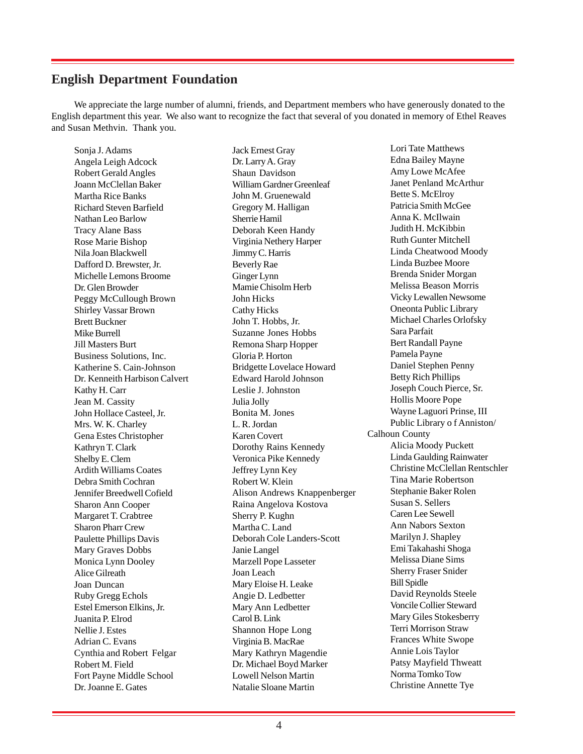## English Department Foundation

We appreciate the large number of alumni, friends, and Department members who have generously donated to the English department this year. We also want to recognize the fact that several of you donated in memory of Ethel Reaves and Susan Methvin. Thank you.

Sonja J. Adams
Angela Leigh Adcock
Robert Gerald Angles
Joann McClellan Baker
Martha Rice Banks
Richard Steven Barfield
Nathan Leo Barlow
Tracy Alane Bass
Rose Marie Bishop
Nila Joan Blackwell
Dafford D. Brewster, Jr.
Michelle Lemons Broome
Dr. Glen Browder
Peggy McCullough Brown
Shirley Vassar Brown
Brett Buckner
Mike Burrell
Jill Masters Burt
Business Solutions, Inc.
Katherine S. Cain-Johnson
Dr. Kenneith Harbison Calvert
Kathy H. Carr
Jean M. Cassity
John Hollace Casteel, Jr.
Mrs. W. K. Charley
Gena Estes Christopher
Kathryn T. Clark
Shelby E. Clem
Ardith Williams Coates
Debra Smith Cochran
Jennifer Breedwell Cofield
Sharon Ann Cooper
Margaret T. Crabtree
Sharon Pharr Crew
Paulette Phillips Davis
Mary Graves Dobbs
Monica Lynn Dooley
Alice Gilreath
Joan Duncan
Ruby Gregg Echols
Estel Emerson Elkins, Jr.
Juanita P. Elrod
Nellie J. Estes
Adrian C. Evans
Cynthia and Robert Felgar
Robert M. Field
Fort Payne Middle School
Dr. Joanne E. Gates
Jack Ernest Gray
Dr. Larry A. Gray
Shaun Davidson
William Gardner Greenleaf
John M. Gruenewald
Gregory M. Halligan
Sherrie Hamil
Deborah Keen Handy
Virginia Nethery Harper
Jimmy C. Harris
Beverly Rae
Ginger Lynn
Mamie Chisolm Herb
John Hicks
Cathy Hicks
John T. Hobbs, Jr.
Suzanne Jones Hobbs
Remona Sharp Hopper
Gloria P. Horton
Bridgette Lovelace Howard
Edward Harold Johnson
Leslie J. Johnston
Julia Jolly
Bonita M. Jones
L. R. Jordan
Karen Covert
Dorothy Rains Kennedy
Veronica Pike Kennedy
Jeffrey Lynn Key
Robert W. Klein
Alison Andrews Knappenberger
Raina Angelova Kostova
Sherry P. Kughn
Martha C. Land
Deborah Cole Landers-Scott
Janie Langel
Marzell Pope Lasseter
Joan Leach
Mary Eloise H. Leake
Angie D. Ledbetter
Mary Ann Ledbetter
Carol B. Link
Shannon Hope Long
Virginia B. MacRae
Mary Kathryn Magendie
Dr. Michael Boyd Marker
Lowell Nelson Martin
Natalie Sloane Martin
Lori Tate Matthews
Edna Bailey Mayne
Amy Lowe McAfee
Janet Penland McArthur
Bette S. McElroy
Patricia Smith McGee
Anna K. McIlwain
Judith H. McKibbin
Ruth Gunter Mitchell
Linda Cheatwood Moody
Linda Buzbee Moore
Brenda Snider Morgan
Melissa Beason Morris
Vicky Lewallen Newsome
Oneonta Public Library
Michael Charles Orlofsky
Sara Parfait
Bert Randall Payne
Pamela Payne
Daniel Stephen Penny
Betty Rich Phillips
Joseph Couch Pierce, Sr.
Hollis Moore Pope
Wayne Laguori Prinse, III
Public Library of Anniston/Calhoun County
Alicia Moody Puckett
Linda Gaulding Rainwater
Christine McClellan Rentschler
Tina Marie Robertson
Stephanie Baker Rolen
Susan S. Sellers
Caren Lee Sewell
Ann Nabors Sexton
Marilyn J. Shapley
Emi Takahashi Shoga
Melissa Diane Sims
Sherry Fraser Snider
Bill Spidle
David Reynolds Steele
Voncile Collier Steward
Mary Giles Stokesberry
Terri Morrison Straw
Frances White Swope
Annie Lois Taylor
Patsy Mayfield Thweatt
Norma Tomko Tow
Christine Annette Tye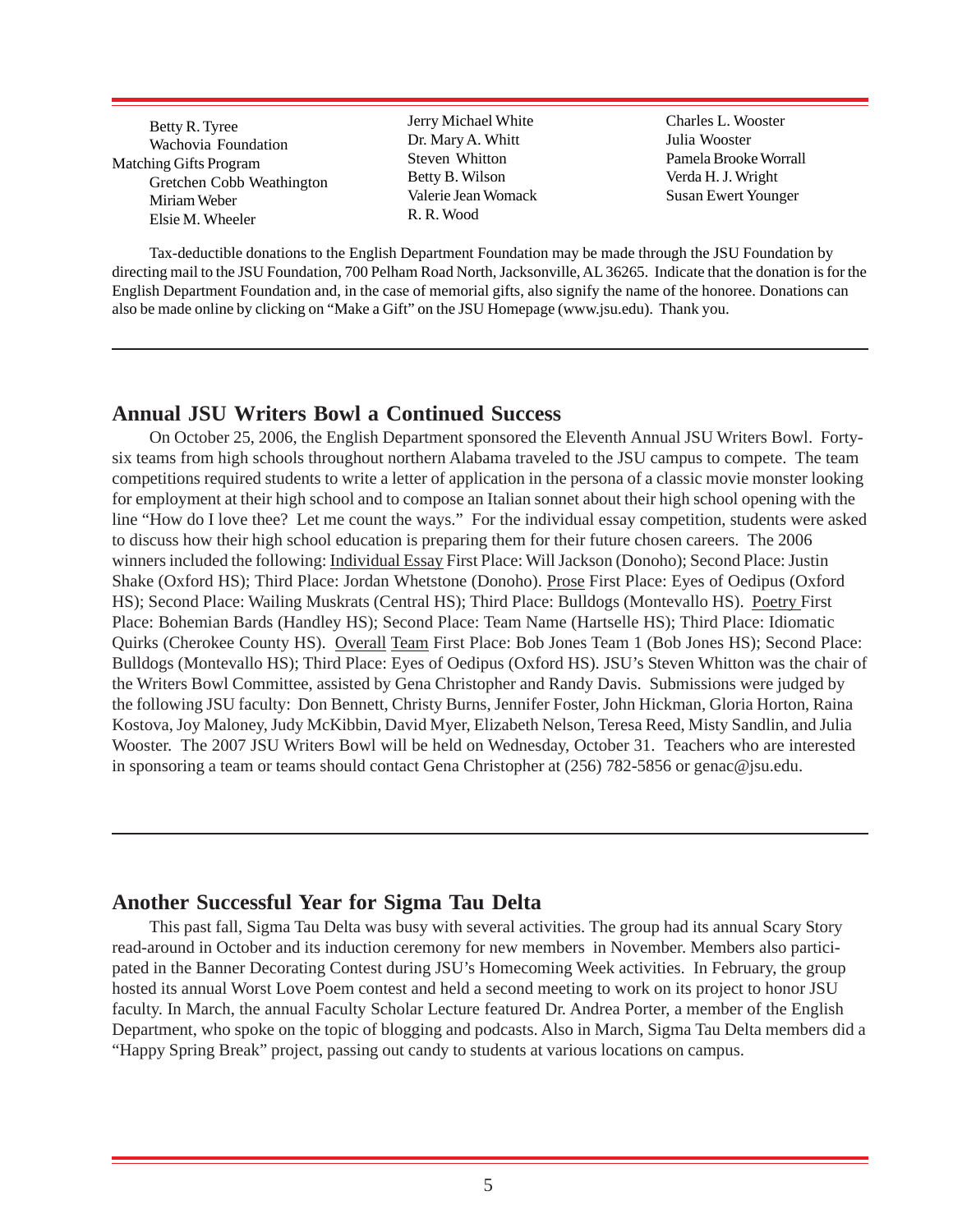Betty R. Tyree
Wachovia Foundation
Matching Gifts Program
Gretchen Cobb Weathington
Miriam Weber
Elsie M. Wheeler
Jerry Michael White
Dr. Mary A. Whitt
Steven Whitton
Betty B. Wilson
Valerie Jean Womack
R. R. Wood
Charles L. Wooster
Julia Wooster
Pamela Brooke Worrall
Verda H. J. Wright
Susan Ewert Younger

Tax-deductible donations to the English Department Foundation may be made through the JSU Foundation by directing mail to the JSU Foundation, 700 Pelham Road North, Jacksonville, AL 36265. Indicate that the donation is for the English Department Foundation and, in the case of memorial gifts, also signify the name of the honoree. Donations can also be made online by clicking on "Make a Gift" on the JSU Homepage (www.jsu.edu). Thank you.

---

## Annual JSU Writers Bowl a Continued Success

On October 25, 2006, the English Department sponsored the Eleventh Annual JSU Writers Bowl. Forty-six teams from high schools throughout northern Alabama traveled to the JSU campus to compete. The team competitions required students to write a letter of application in the persona of a classic movie monster looking for employment at their high school and to compose an Italian sonnet about their high school opening with the line "How do I love thee? Let me count the ways." For the individual essay competition, students were asked to discuss how their high school education is preparing them for their future chosen careers. The 2006 winners included the following: Individual Essay First Place: Will Jackson (Donoho); Second Place: Justin Shake (Oxford HS); Third Place: Jordan Whetstone (Donoho). Prose First Place: Eyes of Oedipus (Oxford HS); Second Place: Wailing Muskrats (Central HS); Third Place: Bulldogs (Montevallo HS). Poetry First Place: Bohemian Bards (Handley HS); Second Place: Team Name (Hartselle HS); Third Place: Idiomatic Quirks (Cherokee County HS). Overall Team First Place: Bob Jones Team 1 (Bob Jones HS); Second Place: Bulldogs (Montevallo HS); Third Place: Eyes of Oedipus (Oxford HS). JSU's Steven Whitton was the chair of the Writers Bowl Committee, assisted by Gena Christopher and Randy Davis. Submissions were judged by the following JSU faculty: Don Bennett, Christy Burns, Jennifer Foster, John Hickman, Gloria Horton, Raina Kostova, Joy Maloney, Judy McKibbin, David Myer, Elizabeth Nelson, Teresa Reed, Misty Sandlin, and Julia Wooster. The 2007 JSU Writers Bowl will be held on Wednesday, October 31. Teachers who are interested in sponsoring a team or teams should contact Gena Christopher at (256) 782-5856 or genac@jsu.edu.

---

## Another Successful Year for Sigma Tau Delta

This past fall, Sigma Tau Delta was busy with several activities. The group had its annual Scary Story read-around in October and its induction ceremony for new members in November. Members also participated in the Banner Decorating Contest during JSU's Homecoming Week activities. In February, the group hosted its annual Worst Love Poem contest and held a second meeting to work on its project to honor JSU faculty. In March, the annual Faculty Scholar Lecture featured Dr. Andrea Porter, a member of the English Department, who spoke on the topic of blogging and podcasts. Also in March, Sigma Tau Delta members did a "Happy Spring Break" project, passing out candy to students at various locations on campus.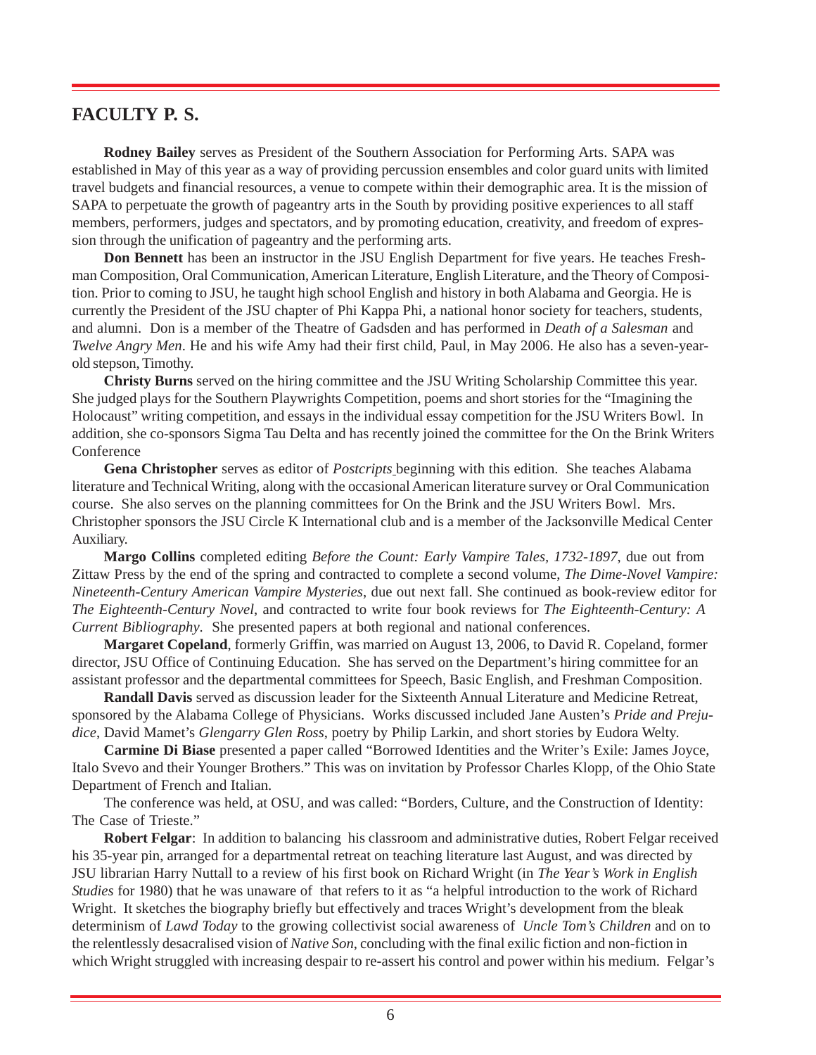## FACULTY P. S.

**Rodney Bailey** serves as President of the Southern Association for Performing Arts. SAPA was established in May of this year as a way of providing percussion ensembles and color guard units with limited travel budgets and financial resources, a venue to compete within their demographic area. It is the mission of SAPA to perpetuate the growth of pageantry arts in the South by providing positive experiences to all staff members, performers, judges and spectators, and by promoting education, creativity, and freedom of expression through the unification of pageantry and the performing arts.

**Don Bennett** has been an instructor in the JSU English Department for five years. He teaches Freshman Composition, Oral Communication, American Literature, English Literature, and the Theory of Composition. Prior to coming to JSU, he taught high school English and history in both Alabama and Georgia. He is currently the President of the JSU chapter of Phi Kappa Phi, a national honor society for teachers, students, and alumni. Don is a member of the Theatre of Gadsden and has performed in *Death of a Salesman* and *Twelve Angry Men*. He and his wife Amy had their first child, Paul, in May 2006. He also has a seven-year-old stepson, Timothy.

**Christy Burns** served on the hiring committee and the JSU Writing Scholarship Committee this year. She judged plays for the Southern Playwrights Competition, poems and short stories for the "Imagining the Holocaust" writing competition, and essays in the individual essay competition for the JSU Writers Bowl. In addition, she co-sponsors Sigma Tau Delta and has recently joined the committee for the On the Brink Writers Conference

**Gena Christopher** serves as editor of *Postcripts* beginning with this edition. She teaches Alabama literature and Technical Writing, along with the occasional American literature survey or Oral Communication course. She also serves on the planning committees for On the Brink and the JSU Writers Bowl. Mrs. Christopher sponsors the JSU Circle K International club and is a member of the Jacksonville Medical Center Auxiliary.

**Margo Collins** completed editing *Before the Count: Early Vampire Tales, 1732-1897*, due out from Zittaw Press by the end of the spring and contracted to complete a second volume, *The Dime-Novel Vampire: Nineteenth-Century American Vampire Mysteries*, due out next fall. She continued as book-review editor for *The Eighteenth-Century Novel*, and contracted to write four book reviews for *The Eighteenth-Century: A Current Bibliography*. She presented papers at both regional and national conferences.

**Margaret Copeland**, formerly Griffin, was married on August 13, 2006, to David R. Copeland, former director, JSU Office of Continuing Education. She has served on the Department's hiring committee for an assistant professor and the departmental committees for Speech, Basic English, and Freshman Composition.

**Randall Davis** served as discussion leader for the Sixteenth Annual Literature and Medicine Retreat, sponsored by the Alabama College of Physicians. Works discussed included Jane Austen's *Pride and Prejudice*, David Mamet's *Glengarry Glen Ross*, poetry by Philip Larkin, and short stories by Eudora Welty.

**Carmine Di Biase** presented a paper called "Borrowed Identities and the Writer's Exile: James Joyce, Italo Svevo and their Younger Brothers." This was on invitation by Professor Charles Klopp, of the Ohio State Department of French and Italian.

The conference was held, at OSU, and was called: "Borders, Culture, and the Construction of Identity: The Case of Trieste."

**Robert Felgar**: In addition to balancing his classroom and administrative duties, Robert Felgar received his 35-year pin, arranged for a departmental retreat on teaching literature last August, and was directed by JSU librarian Harry Nuttall to a review of his first book on Richard Wright (in *The Year's Work in English Studies* for 1980) that he was unaware of that refers to it as "a helpful introduction to the work of Richard Wright. It sketches the biography briefly but effectively and traces Wright's development from the bleak determinism of *Lawd Today* to the growing collectivist social awareness of *Uncle Tom's Children* and on to the relentlessly desacralised vision of *Native Son*, concluding with the final exilic fiction and non-fiction in which Wright struggled with increasing despair to re-assert his control and power within his medium. Felgar's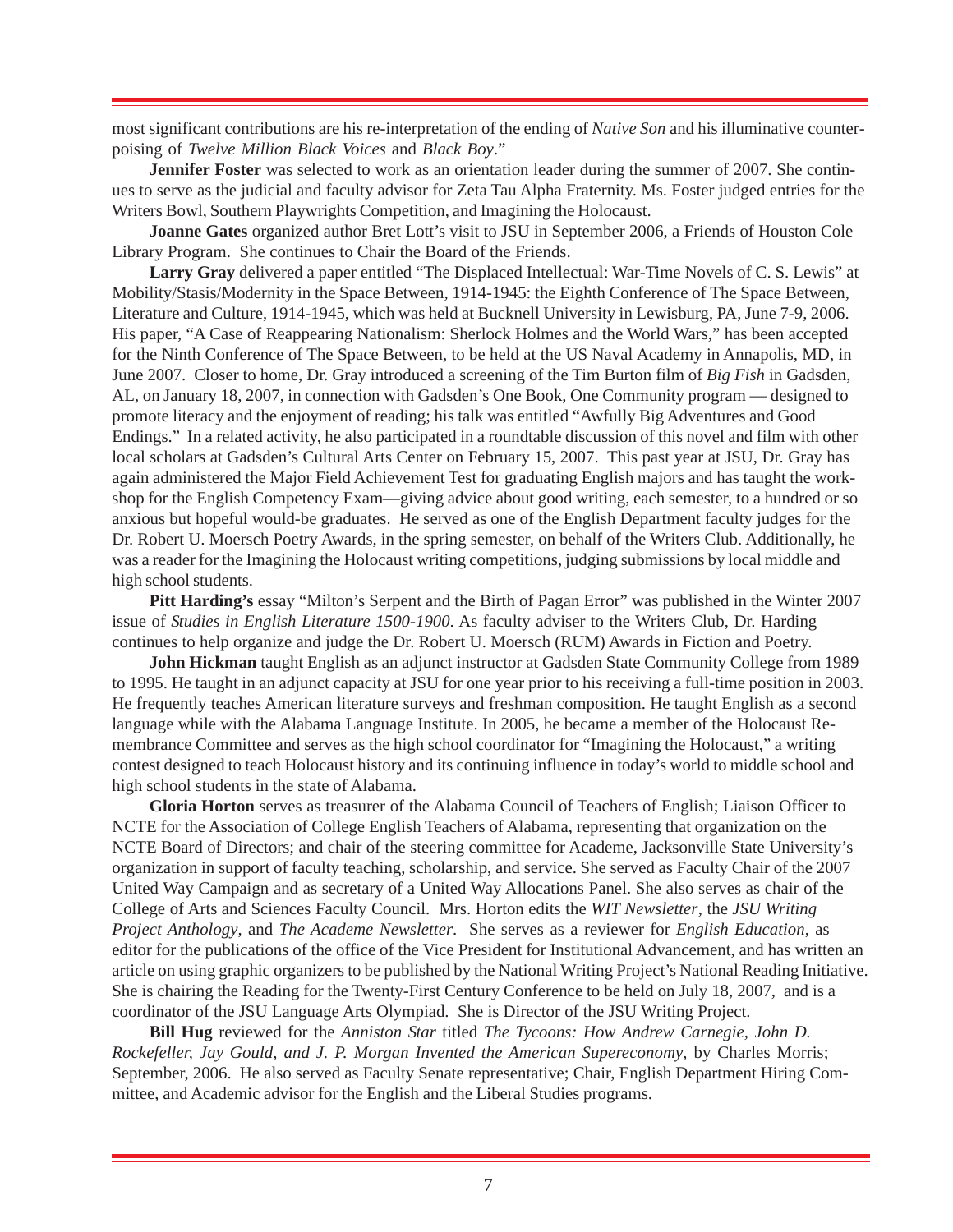most significant contributions are his re-interpretation of the ending of *Native Son* and his illuminative counterpoising of *Twelve Million Black Voices* and *Black Boy*."

**Jennifer Foster** was selected to work as an orientation leader during the summer of 2007. She continues to serve as the judicial and faculty advisor for Zeta Tau Alpha Fraternity. Ms. Foster judged entries for the Writers Bowl, Southern Playwrights Competition, and Imagining the Holocaust.

**Joanne Gates** organized author Bret Lott's visit to JSU in September 2006, a Friends of Houston Cole Library Program. She continues to Chair the Board of the Friends.

**Larry Gray** delivered a paper entitled "The Displaced Intellectual: War-Time Novels of C. S. Lewis" at Mobility/Stasis/Modernity in the Space Between, 1914-1945: the Eighth Conference of The Space Between, Literature and Culture, 1914-1945, which was held at Bucknell University in Lewisburg, PA, June 7-9, 2006. His paper, "A Case of Reappearing Nationalism: Sherlock Holmes and the World Wars," has been accepted for the Ninth Conference of The Space Between, to be held at the US Naval Academy in Annapolis, MD, in June 2007. Closer to home, Dr. Gray introduced a screening of the Tim Burton film of *Big Fish* in Gadsden, AL, on January 18, 2007, in connection with Gadsden's One Book, One Community program — designed to promote literacy and the enjoyment of reading; his talk was entitled "Awfully Big Adventures and Good Endings." In a related activity, he also participated in a roundtable discussion of this novel and film with other local scholars at Gadsden's Cultural Arts Center on February 15, 2007. This past year at JSU, Dr. Gray has again administered the Major Field Achievement Test for graduating English majors and has taught the workshop for the English Competency Exam—giving advice about good writing, each semester, to a hundred or so anxious but hopeful would-be graduates. He served as one of the English Department faculty judges for the Dr. Robert U. Moersch Poetry Awards, in the spring semester, on behalf of the Writers Club. Additionally, he was a reader for the Imagining the Holocaust writing competitions, judging submissions by local middle and high school students.

**Pitt Harding's** essay "Milton's Serpent and the Birth of Pagan Error" was published in the Winter 2007 issue of *Studies in English Literature 1500-1900*. As faculty adviser to the Writers Club, Dr. Harding continues to help organize and judge the Dr. Robert U. Moersch (RUM) Awards in Fiction and Poetry.

**John Hickman** taught English as an adjunct instructor at Gadsden State Community College from 1989 to 1995. He taught in an adjunct capacity at JSU for one year prior to his receiving a full-time position in 2003. He frequently teaches American literature surveys and freshman composition. He taught English as a second language while with the Alabama Language Institute. In 2005, he became a member of the Holocaust Remembrance Committee and serves as the high school coordinator for "Imagining the Holocaust," a writing contest designed to teach Holocaust history and its continuing influence in today's world to middle school and high school students in the state of Alabama.

**Gloria Horton** serves as treasurer of the Alabama Council of Teachers of English; Liaison Officer to NCTE for the Association of College English Teachers of Alabama, representing that organization on the NCTE Board of Directors; and chair of the steering committee for Academe, Jacksonville State University's organization in support of faculty teaching, scholarship, and service. She served as Faculty Chair of the 2007 United Way Campaign and as secretary of a United Way Allocations Panel. She also serves as chair of the College of Arts and Sciences Faculty Council. Mrs. Horton edits the *WIT Newsletter*, the *JSU Writing Project Anthology*, and *The Academe Newsletter*. She serves as a reviewer for *English Education*, as editor for the publications of the office of the Vice President for Institutional Advancement, and has written an article on using graphic organizers to be published by the National Writing Project's National Reading Initiative. She is chairing the Reading for the Twenty-First Century Conference to be held on July 18, 2007, and is a coordinator of the JSU Language Arts Olympiad. She is Director of the JSU Writing Project.

**Bill Hug** reviewed for the *Anniston Star* titled *The Tycoons: How Andrew Carnegie, John D. Rockefeller, Jay Gould, and J. P. Morgan Invented the American Supereconomy*, by Charles Morris; September, 2006. He also served as Faculty Senate representative; Chair, English Department Hiring Committee, and Academic advisor for the English and the Liberal Studies programs.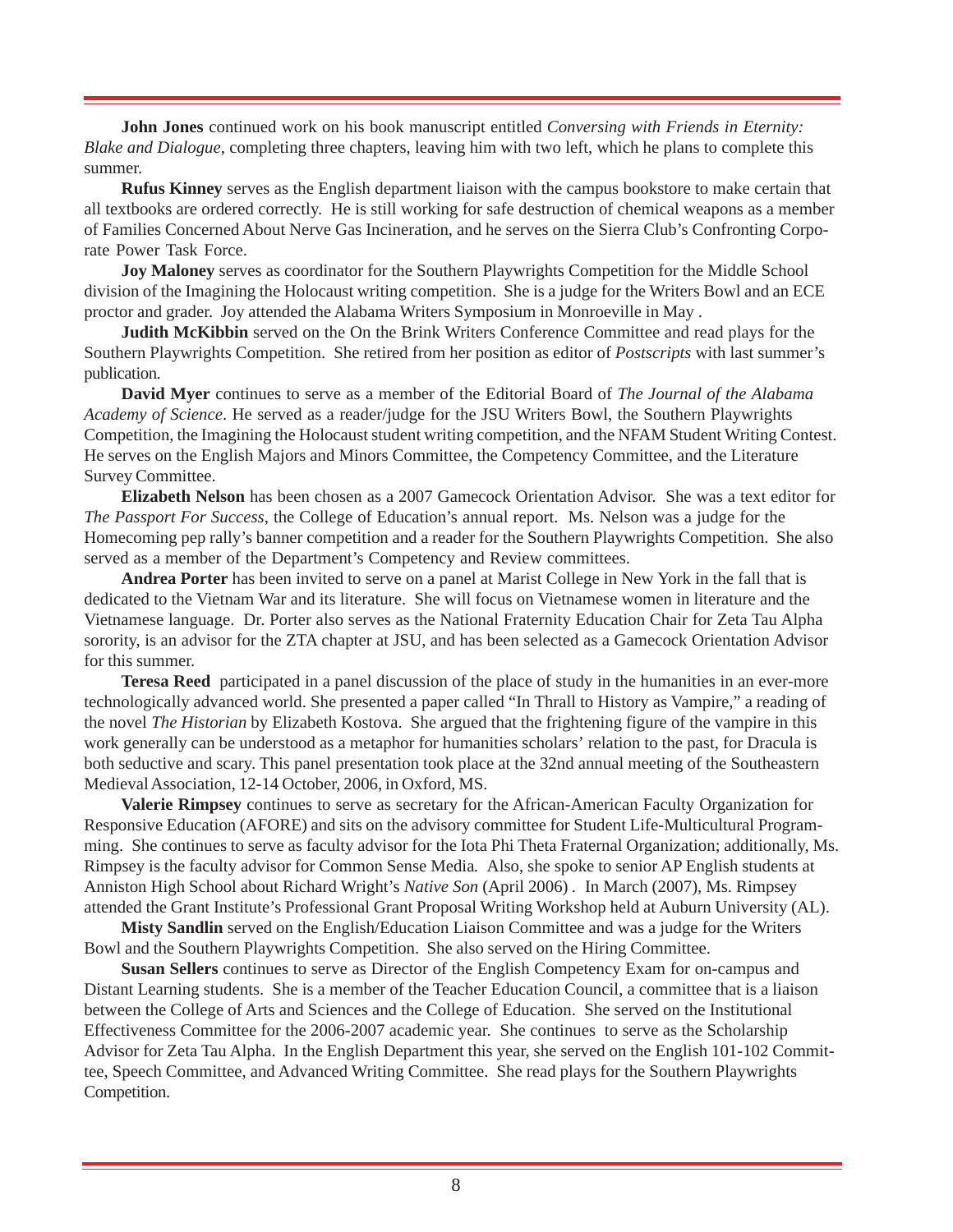**John Jones** continued work on his book manuscript entitled *Conversing with Friends in Eternity: Blake and Dialogue*, completing three chapters, leaving him with two left, which he plans to complete this summer.

**Rufus Kinney** serves as the English department liaison with the campus bookstore to make certain that all textbooks are ordered correctly. He is still working for safe destruction of chemical weapons as a member of Families Concerned About Nerve Gas Incineration, and he serves on the Sierra Club's Confronting Corporate Power Task Force.

**Joy Maloney** serves as coordinator for the Southern Playwrights Competition for the Middle School division of the Imagining the Holocaust writing competition. She is a judge for the Writers Bowl and an ECE proctor and grader. Joy attended the Alabama Writers Symposium in Monroeville in May .

**Judith McKibbin** served on the On the Brink Writers Conference Committee and read plays for the Southern Playwrights Competition. She retired from her position as editor of *Postscripts* with last summer's publication.

**David Myer** continues to serve as a member of the Editorial Board of *The Journal of the Alabama Academy of Science*. He served as a reader/judge for the JSU Writers Bowl, the Southern Playwrights Competition, the Imagining the Holocaust student writing competition, and the NFAM Student Writing Contest. He serves on the English Majors and Minors Committee, the Competency Committee, and the Literature Survey Committee.

**Elizabeth Nelson** has been chosen as a 2007 Gamecock Orientation Advisor. She was a text editor for *The Passport For Success*, the College of Education's annual report. Ms. Nelson was a judge for the Homecoming pep rally's banner competition and a reader for the Southern Playwrights Competition. She also served as a member of the Department's Competency and Review committees.

**Andrea Porter** has been invited to serve on a panel at Marist College in New York in the fall that is dedicated to the Vietnam War and its literature. She will focus on Vietnamese women in literature and the Vietnamese language. Dr. Porter also serves as the National Fraternity Education Chair for Zeta Tau Alpha sorority, is an advisor for the ZTA chapter at JSU, and has been selected as a Gamecock Orientation Advisor for this summer.

**Teresa Reed** participated in a panel discussion of the place of study in the humanities in an ever-more technologically advanced world. She presented a paper called "In Thrall to History as Vampire," a reading of the novel *The Historian* by Elizabeth Kostova. She argued that the frightening figure of the vampire in this work generally can be understood as a metaphor for humanities scholars' relation to the past, for Dracula is both seductive and scary. This panel presentation took place at the 32nd annual meeting of the Southeastern Medieval Association, 12-14 October, 2006, in Oxford, MS.

**Valerie Rimpsey** continues to serve as secretary for the African-American Faculty Organization for Responsive Education (AFORE) and sits on the advisory committee for Student Life-Multicultural Programming. She continues to serve as faculty advisor for the Iota Phi Theta Fraternal Organization; additionally, Ms. Rimpsey is the faculty advisor for Common Sense Media. Also, she spoke to senior AP English students at Anniston High School about Richard Wright's *Native Son* (April 2006) . In March (2007), Ms. Rimpsey attended the Grant Institute's Professional Grant Proposal Writing Workshop held at Auburn University (AL).

**Misty Sandlin** served on the English/Education Liaison Committee and was a judge for the Writers Bowl and the Southern Playwrights Competition. She also served on the Hiring Committee.

**Susan Sellers** continues to serve as Director of the English Competency Exam for on-campus and Distant Learning students. She is a member of the Teacher Education Council, a committee that is a liaison between the College of Arts and Sciences and the College of Education. She served on the Institutional Effectiveness Committee for the 2006-2007 academic year. She continues to serve as the Scholarship Advisor for Zeta Tau Alpha. In the English Department this year, she served on the English 101-102 Committee, Speech Committee, and Advanced Writing Committee. She read plays for the Southern Playwrights Competition.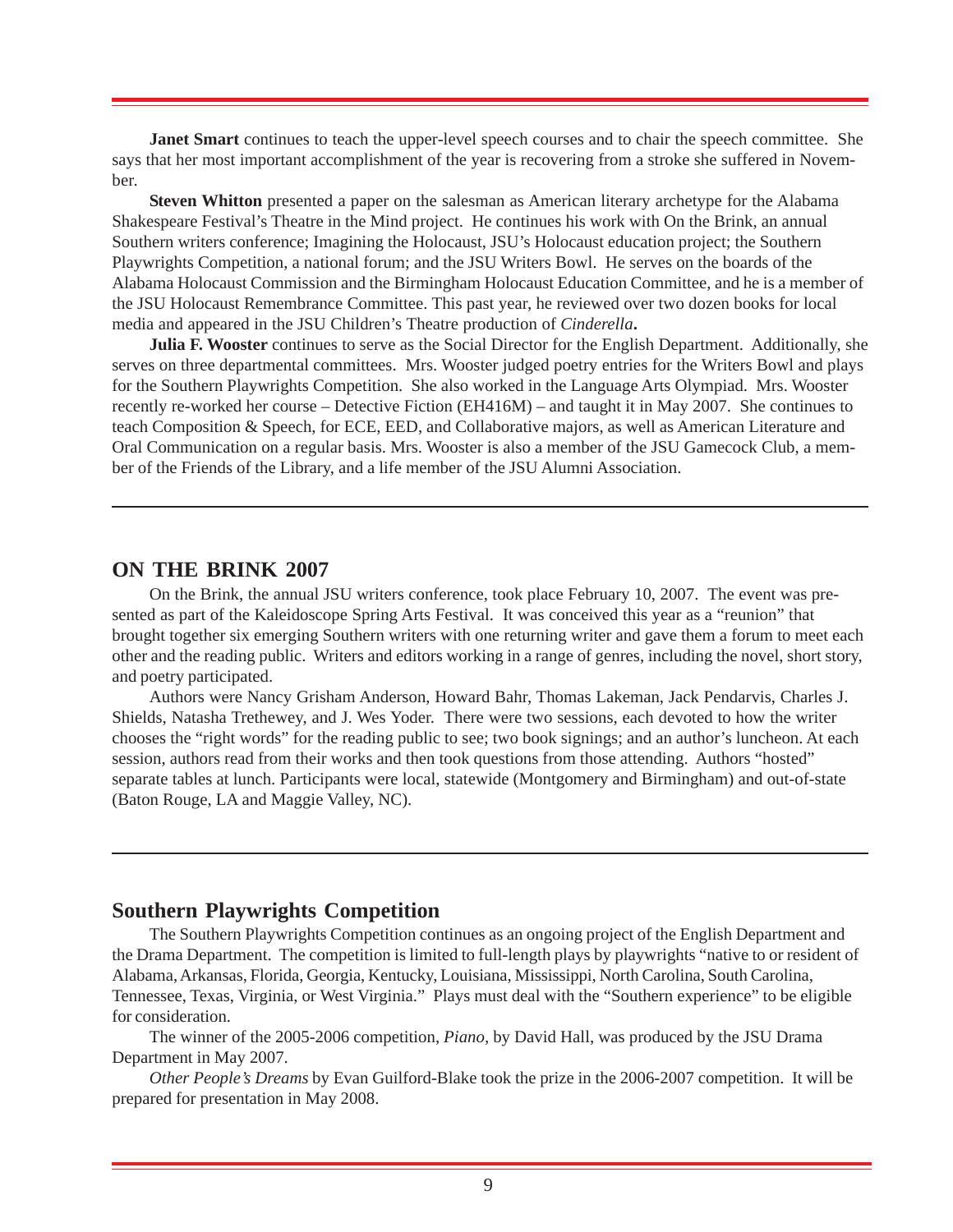**Janet Smart** continues to teach the upper-level speech courses and to chair the speech committee. She says that her most important accomplishment of the year is recovering from a stroke she suffered in November.

**Steven Whitton** presented a paper on the salesman as American literary archetype for the Alabama Shakespeare Festival's Theatre in the Mind project. He continues his work with On the Brink, an annual Southern writers conference; Imagining the Holocaust, JSU's Holocaust education project; the Southern Playwrights Competition, a national forum; and the JSU Writers Bowl. He serves on the boards of the Alabama Holocaust Commission and the Birmingham Holocaust Education Committee, and he is a member of the JSU Holocaust Remembrance Committee. This past year, he reviewed over two dozen books for local media and appeared in the JSU Children's Theatre production of *Cinderella***.**

**Julia F. Wooster** continues to serve as the Social Director for the English Department. Additionally, she serves on three departmental committees. Mrs. Wooster judged poetry entries for the Writers Bowl and plays for the Southern Playwrights Competition. She also worked in the Language Arts Olympiad. Mrs. Wooster recently re-worked her course – Detective Fiction (EH416M) – and taught it in May 2007. She continues to teach Composition & Speech, for ECE, EED, and Collaborative majors, as well as American Literature and Oral Communication on a regular basis. Mrs. Wooster is also a member of the JSU Gamecock Club, a member of the Friends of the Library, and a life member of the JSU Alumni Association.

---

## ON THE BRINK 2007

On the Brink, the annual JSU writers conference, took place February 10, 2007. The event was presented as part of the Kaleidoscope Spring Arts Festival. It was conceived this year as a "reunion" that brought together six emerging Southern writers with one returning writer and gave them a forum to meet each other and the reading public. Writers and editors working in a range of genres, including the novel, short story, and poetry participated.

Authors were Nancy Grisham Anderson, Howard Bahr, Thomas Lakeman, Jack Pendarvis, Charles J. Shields, Natasha Trethewey, and J. Wes Yoder. There were two sessions, each devoted to how the writer chooses the "right words" for the reading public to see; two book signings; and an author's luncheon. At each session, authors read from their works and then took questions from those attending. Authors "hosted" separate tables at lunch. Participants were local, statewide (Montgomery and Birmingham) and out-of-state (Baton Rouge, LA and Maggie Valley, NC).

---

## Southern Playwrights Competition

The Southern Playwrights Competition continues as an ongoing project of the English Department and the Drama Department. The competition is limited to full-length plays by playwrights "native to or resident of Alabama, Arkansas, Florida, Georgia, Kentucky, Louisiana, Mississippi, North Carolina, South Carolina, Tennessee, Texas, Virginia, or West Virginia." Plays must deal with the "Southern experience" to be eligible for consideration.

The winner of the 2005-2006 competition, *Piano,* by David Hall, was produced by the JSU Drama Department in May 2007.

*Other People's Dreams* by Evan Guilford-Blake took the prize in the 2006-2007 competition. It will be prepared for presentation in May 2008.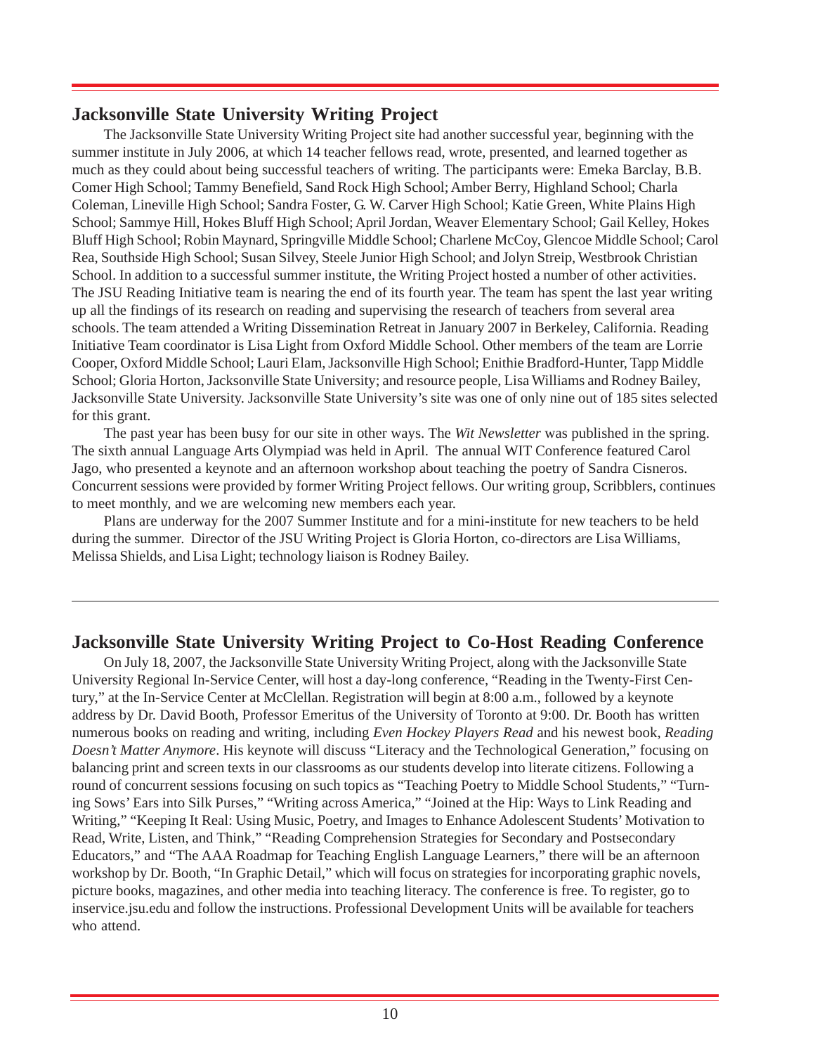## Jacksonville State University Writing Project

The Jacksonville State University Writing Project site had another successful year, beginning with the summer institute in July 2006, at which 14 teacher fellows read, wrote, presented, and learned together as much as they could about being successful teachers of writing. The participants were: Emeka Barclay, B.B. Comer High School; Tammy Benefield, Sand Rock High School; Amber Berry, Highland School; Charla Coleman, Lineville High School; Sandra Foster, G. W. Carver High School; Katie Green, White Plains High School; Sammye Hill, Hokes Bluff High School; April Jordan, Weaver Elementary School; Gail Kelley, Hokes Bluff High School; Robin Maynard, Springville Middle School; Charlene McCoy, Glencoe Middle School; Carol Rea, Southside High School; Susan Silvey, Steele Junior High School; and Jolyn Streip, Westbrook Christian School. In addition to a successful summer institute, the Writing Project hosted a number of other activities. The JSU Reading Initiative team is nearing the end of its fourth year. The team has spent the last year writing up all the findings of its research on reading and supervising the research of teachers from several area schools. The team attended a Writing Dissemination Retreat in January 2007 in Berkeley, California. Reading Initiative Team coordinator is Lisa Light from Oxford Middle School. Other members of the team are Lorrie Cooper, Oxford Middle School; Lauri Elam, Jacksonville High School; Enithie Bradford-Hunter, Tapp Middle School; Gloria Horton, Jacksonville State University; and resource people, Lisa Williams and Rodney Bailey, Jacksonville State University. Jacksonville State University's site was one of only nine out of 185 sites selected for this grant.

The past year has been busy for our site in other ways. The *Wit Newsletter* was published in the spring. The sixth annual Language Arts Olympiad was held in April. The annual WIT Conference featured Carol Jago, who presented a keynote and an afternoon workshop about teaching the poetry of Sandra Cisneros. Concurrent sessions were provided by former Writing Project fellows. Our writing group, Scribblers, continues to meet monthly, and we are welcoming new members each year.

Plans are underway for the 2007 Summer Institute and for a mini-institute for new teachers to be held during the summer. Director of the JSU Writing Project is Gloria Horton, co-directors are Lisa Williams, Melissa Shields, and Lisa Light; technology liaison is Rodney Bailey.

---

## Jacksonville State University Writing Project to Co-Host Reading Conference

On July 18, 2007, the Jacksonville State University Writing Project, along with the Jacksonville State University Regional In-Service Center, will host a day-long conference, "Reading in the Twenty-First Century," at the In-Service Center at McClellan. Registration will begin at 8:00 a.m., followed by a keynote address by Dr. David Booth, Professor Emeritus of the University of Toronto at 9:00. Dr. Booth has written numerous books on reading and writing, including *Even Hockey Players Read* and his newest book, *Reading Doesn't Matter Anymore*. His keynote will discuss "Literacy and the Technological Generation," focusing on balancing print and screen texts in our classrooms as our students develop into literate citizens. Following a round of concurrent sessions focusing on such topics as "Teaching Poetry to Middle School Students," "Turning Sows' Ears into Silk Purses," "Writing across America," "Joined at the Hip: Ways to Link Reading and Writing," "Keeping It Real: Using Music, Poetry, and Images to Enhance Adolescent Students' Motivation to Read, Write, Listen, and Think," "Reading Comprehension Strategies for Secondary and Postsecondary Educators," and "The AAA Roadmap for Teaching English Language Learners," there will be an afternoon workshop by Dr. Booth, "In Graphic Detail," which will focus on strategies for incorporating graphic novels, picture books, magazines, and other media into teaching literacy. The conference is free. To register, go to inservice.jsu.edu and follow the instructions. Professional Development Units will be available for teachers who attend.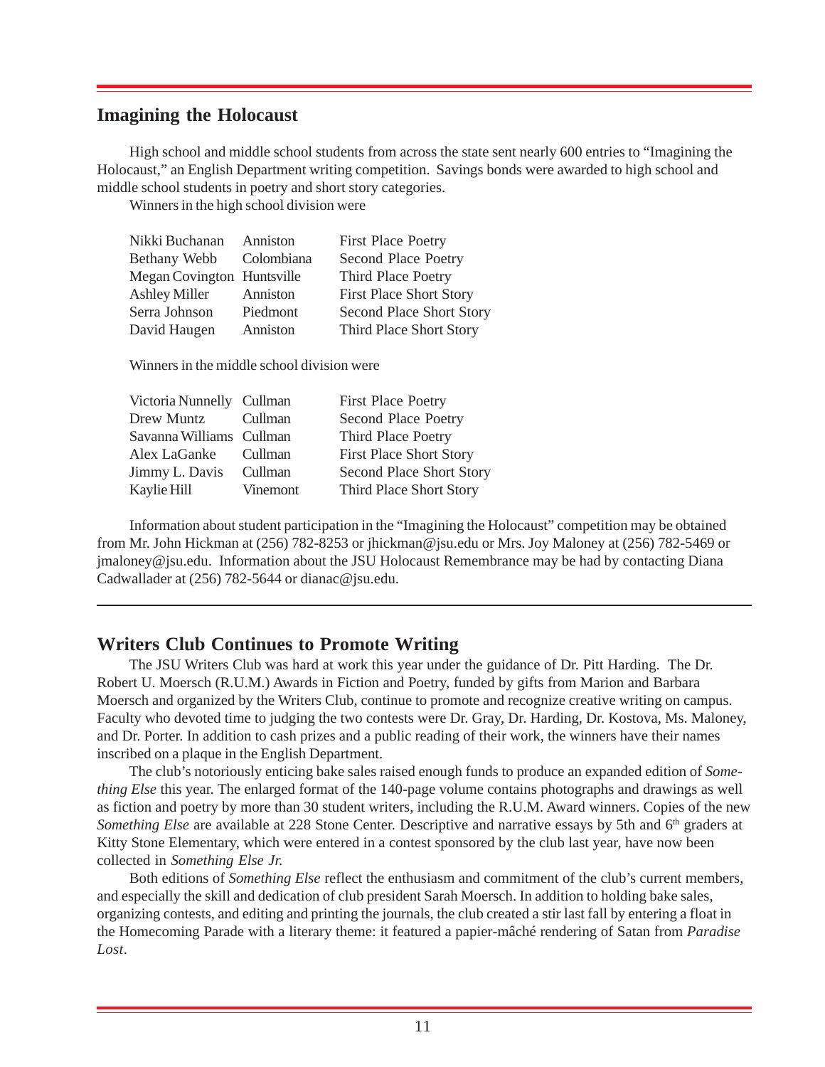## Imagining the Holocaust

High school and middle school students from across the state sent nearly 600 entries to "Imagining the Holocaust," an English Department writing competition. Savings bonds were awarded to high school and middle school students in poetry and short story categories.

Winners in the high school division were

| | | |
|---|---|---|
| Nikki Buchanan | Anniston | First Place Poetry |
| Bethany Webb | Colombiana | Second Place Poetry |
| Megan Covington | Huntsville | Third Place Poetry |
| Ashley Miller | Anniston | First Place Short Story |
| Serra Johnson | Piedmont | Second Place Short Story |
| David Haugen | Anniston | Third Place Short Story |

Winners in the middle school division were

| | | |
|---|---|---|
| Victoria Nunnelly | Cullman | First Place Poetry |
| Drew Muntz | Cullman | Second Place Poetry |
| Savanna Williams | Cullman | Third Place Poetry |
| Alex LaGanke | Cullman | First Place Short Story |
| Jimmy L. Davis | Cullman | Second Place Short Story |
| Kaylie Hill | Vinemont | Third Place Short Story |

Information about student participation in the "Imagining the Holocaust" competition may be obtained from Mr. John Hickman at (256) 782-8253 or jhickman@jsu.edu or Mrs. Joy Maloney at (256) 782-5469 or jmaloney@jsu.edu. Information about the JSU Holocaust Remembrance may be had by contacting Diana Cadwallader at (256) 782-5644 or dianac@jsu.edu.

## Writers Club Continues to Promote Writing

The JSU Writers Club was hard at work this year under the guidance of Dr. Pitt Harding. The Dr. Robert U. Moersch (R.U.M.) Awards in Fiction and Poetry, funded by gifts from Marion and Barbara Moersch and organized by the Writers Club, continue to promote and recognize creative writing on campus. Faculty who devoted time to judging the two contests were Dr. Gray, Dr. Harding, Dr. Kostova, Ms. Maloney, and Dr. Porter. In addition to cash prizes and a public reading of their work, the winners have their names inscribed on a plaque in the English Department.

The club's notoriously enticing bake sales raised enough funds to produce an expanded edition of *Something Else* this year. The enlarged format of the 140-page volume contains photographs and drawings as well as fiction and poetry by more than 30 student writers, including the R.U.M. Award winners. Copies of the new *Something Else* are available at 228 Stone Center. Descriptive and narrative essays by 5th and 6th graders at Kitty Stone Elementary, which were entered in a contest sponsored by the club last year, have now been collected in *Something Else Jr.*

Both editions of *Something Else* reflect the enthusiasm and commitment of the club's current members, and especially the skill and dedication of club president Sarah Moersch. In addition to holding bake sales, organizing contests, and editing and printing the journals, the club created a stir last fall by entering a float in the Homecoming Parade with a literary theme: it featured a papier-mâché rendering of Satan from *Paradise Lost*.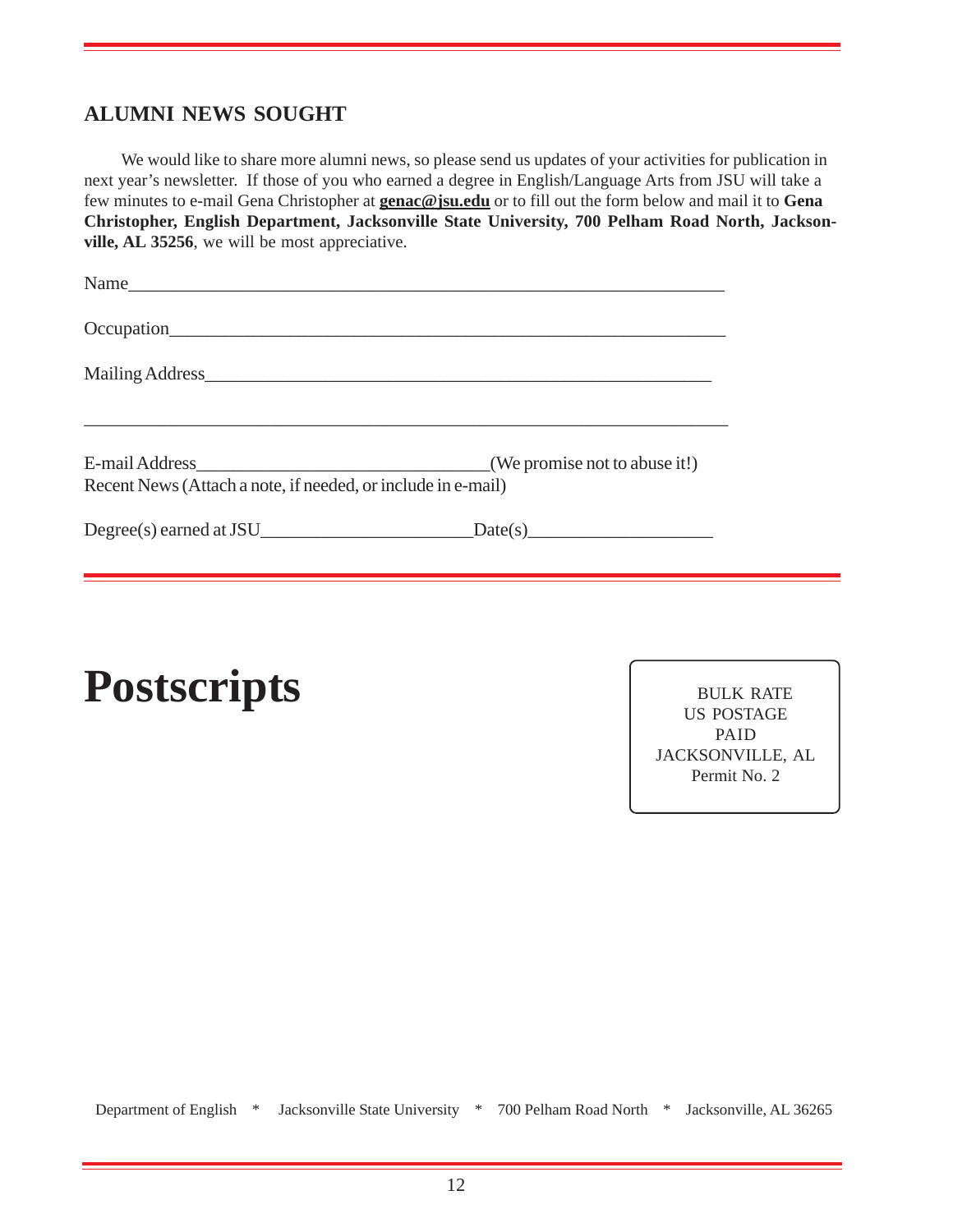## ALUMNI NEWS SOUGHT

We would like to share more alumni news, so please send us updates of your activities for publication in next year's newsletter. If those of you who earned a degree in English/Language Arts from JSU will take a few minutes to e-mail Gena Christopher at **genac@jsu.edu** or to fill out the form below and mail it to **Gena Christopher, English Department, Jacksonville State University, 700 Pelham Road North, Jacksonville, AL 35256**, we will be most appreciative.

Name_________________________________________________________________

Occupation_____________________________________________________________

Mailing Address_________________________________________________________

_____________________________________________________________________

E-mail Address______________________________(We promise not to abuse it!)
Recent News (Attach a note, if needed, or include in e-mail)

Degree(s) earned at JSU______________________Date(s)___________________

# Postscripts

BULK RATE
US POSTAGE
PAID
JACKSONVILLE, AL
Permit No. 2

Department of English * Jacksonville State University * 700 Pelham Road North * Jacksonville, AL 36265